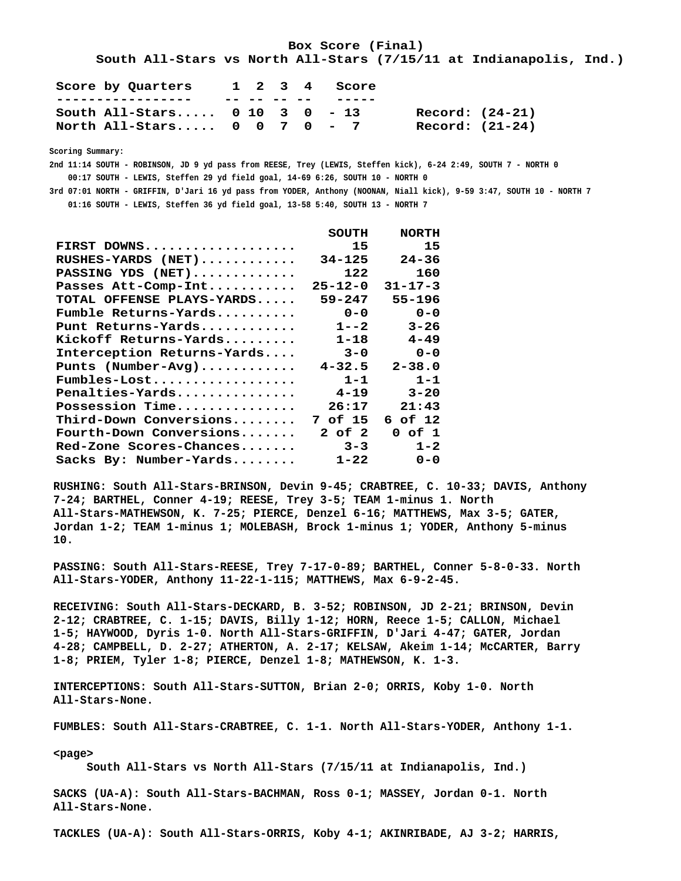# Box Score (Final)

## South All-Stars vs North All-Stars (7/15/11 at Indianapolis, Ind.)

| Score by Quarters | 1 | 2 | 3 | 4 | Score | |
|---|---|---|---|---|---|---|
| South All-Stars..... | 0 | 10 | 3 | 0 | 13 | Record: (24-21) |
| North All-Stars..... | 0 | 0 | 7 | 0 | 7 | Record: (21-24) |

**Scoring Summary:**

2nd 11:14 SOUTH - ROBINSON, JD 9 yd pass from REESE, Trey (LEWIS, Steffen kick), 6-24 2:49, SOUTH 7 - NORTH 0
00:17 SOUTH - LEWIS, Steffen 29 yd field goal, 14-69 6:26, SOUTH 10 - NORTH 0
3rd 07:01 NORTH - GRIFFIN, D'Jari 16 yd pass from YODER, Anthony (NOONAN, Niall kick), 9-59 3:47, SOUTH 10 - NORTH 7
01:16 SOUTH - LEWIS, Steffen 36 yd field goal, 13-58 5:40, SOUTH 13 - NORTH 7

| | SOUTH | NORTH |
|---|---|---|
| FIRST DOWNS................... | 15 | 15 |
| RUSHES-YARDS (NET)............ | 34-125 | 24-36 |
| PASSING YDS (NET)............. | 122 | 160 |
| Passes Att-Comp-Int........... | 25-12-0 | 31-17-3 |
| TOTAL OFFENSE PLAYS-YARDS..... | 59-247 | 55-196 |
| Fumble Returns-Yards.......... | 0-0 | 0-0 |
| Punt Returns-Yards............ | 1--2 | 3-26 |
| Kickoff Returns-Yards......... | 1-18 | 4-49 |
| Interception Returns-Yards.... | 3-0 | 0-0 |
| Punts (Number-Avg)............ | 4-32.5 | 2-38.0 |
| Fumbles-Lost.................. | 1-1 | 1-1 |
| Penalties-Yards............... | 4-19 | 3-20 |
| Possession Time............... | 26:17 | 21:43 |
| Third-Down Conversions........ | 7 of 15 | 6 of 12 |
| Fourth-Down Conversions....... | 2 of 2 | 0 of 1 |
| Red-Zone Scores-Chances....... | 3-3 | 1-2 |
| Sacks By: Number-Yards........ | 1-22 | 0-0 |

RUSHING: South All-Stars-BRINSON, Devin 9-45; CRABTREE, C. 10-33; DAVIS, Anthony 7-24; BARTHEL, Conner 4-19; REESE, Trey 3-5; TEAM 1-minus 1. North All-Stars-MATHEWSON, K. 7-25; PIERCE, Denzel 6-16; MATTHEWS, Max 3-5; GATER, Jordan 1-2; TEAM 1-minus 1; MOLEBASH, Brock 1-minus 1; YODER, Anthony 5-minus 10.

PASSING: South All-Stars-REESE, Trey 7-17-0-89; BARTHEL, Conner 5-8-0-33. North All-Stars-YODER, Anthony 11-22-1-115; MATTHEWS, Max 6-9-2-45.

RECEIVING: South All-Stars-DECKARD, B. 3-52; ROBINSON, JD 2-21; BRINSON, Devin 2-12; CRABTREE, C. 1-15; DAVIS, Billy 1-12; HORN, Reece 1-5; CALLON, Michael 1-5; HAYWOOD, Dyris 1-0. North All-Stars-GRIFFIN, D'Jari 4-47; GATER, Jordan 4-28; CAMPBELL, D. 2-27; ATHERTON, A. 2-17; KELSAW, Akeim 1-14; McCARTER, Barry 1-8; PRIEM, Tyler 1-8; PIERCE, Denzel 1-8; MATHEWSON, K. 1-3.

INTERCEPTIONS: South All-Stars-SUTTON, Brian 2-0; ORRIS, Koby 1-0. North All-Stars-None.

FUMBLES: South All-Stars-CRABTREE, C. 1-1. North All-Stars-YODER, Anthony 1-1.

<page>

South All-Stars vs North All-Stars (7/15/11 at Indianapolis, Ind.)

SACKS (UA-A): South All-Stars-BACHMAN, Ross 0-1; MASSEY, Jordan 0-1. North All-Stars-None.

TACKLES (UA-A): South All-Stars-ORRIS, Koby 4-1; AKINRIBADE, AJ 3-2; HARRIS,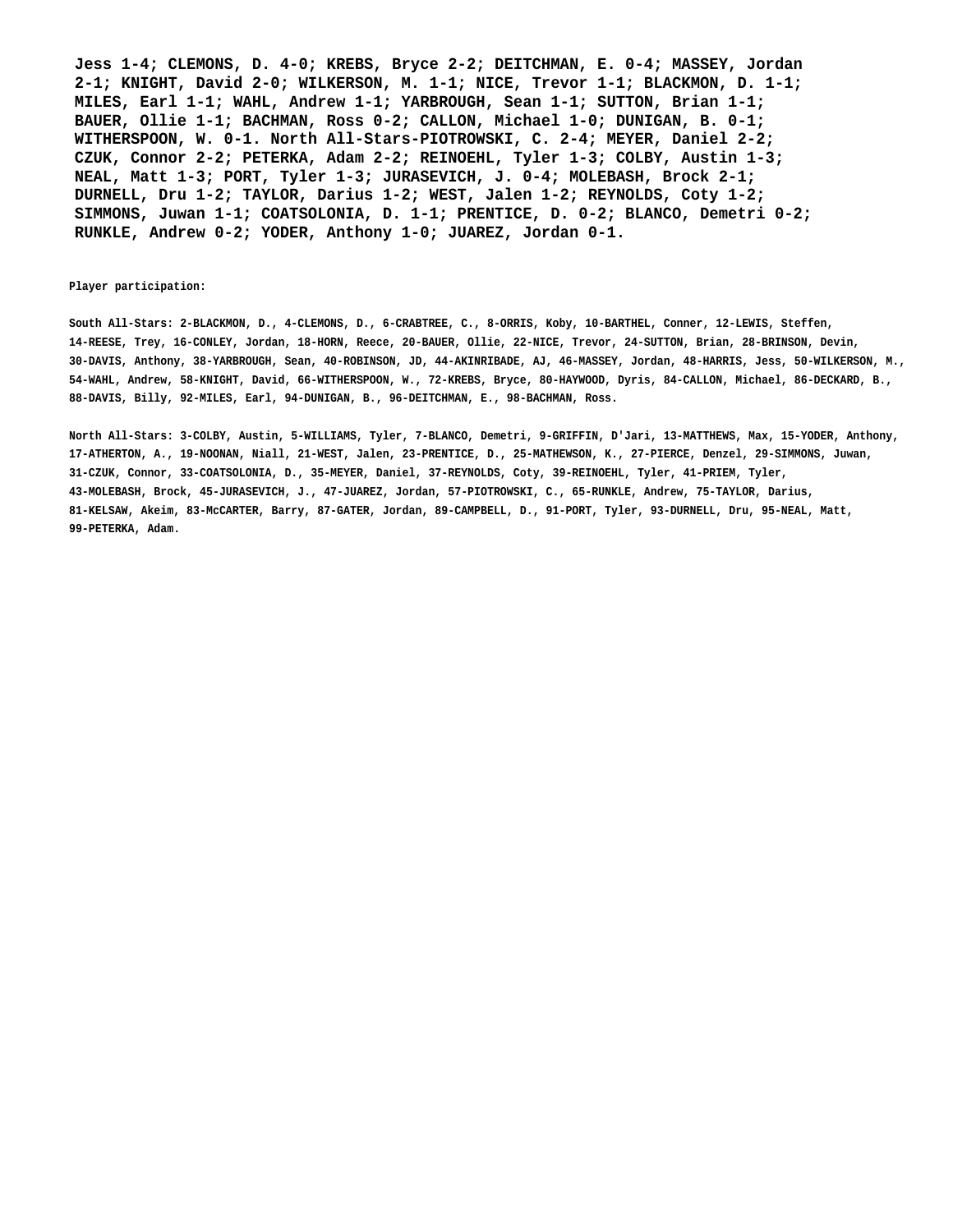**Jess 1-4; CLEMONS, D. 4-0; KREBS, Bryce 2-2; DEITCHMAN, E. 0-4; MASSEY, Jordan 2-1; KNIGHT, David 2-0; WILKERSON, M. 1-1; NICE, Trevor 1-1; BLACKMON, D. 1-1; MILES, Earl 1-1; WAHL, Andrew 1-1; YARBROUGH, Sean 1-1; SUTTON, Brian 1-1; BAUER, Ollie 1-1; BACHMAN, Ross 0-2; CALLON, Michael 1-0; DUNIGAN, B. 0-1; WITHERSPOON, W. 0-1. North All-Stars-PIOTROWSKI, C. 2-4; MEYER, Daniel 2-2; CZUK, Connor 2-2; PETERKA, Adam 2-2; REINOEHL, Tyler 1-3; COLBY, Austin 1-3; NEAL, Matt 1-3; PORT, Tyler 1-3; JURASEVICH, J. 0-4; MOLEBASH, Brock 2-1; DURNELL, Dru 1-2; TAYLOR, Darius 1-2; WEST, Jalen 1-2; REYNOLDS, Coty 1-2; SIMMONS, Juwan 1-1; COATSOLONIA, D. 1-1; PRENTICE, D. 0-2; BLANCO, Demetri 0-2; RUNKLE, Andrew 0-2; YODER, Anthony 1-0; JUAREZ, Jordan 0-1.**

**Player participation:**

**South All-Stars: 2-BLACKMON, D., 4-CLEMONS, D., 6-CRABTREE, C., 8-ORRIS, Koby, 10-BARTHEL, Conner, 12-LEWIS, Steffen, 14-REESE, Trey, 16-CONLEY, Jordan, 18-HORN, Reece, 20-BAUER, Ollie, 22-NICE, Trevor, 24-SUTTON, Brian, 28-BRINSON, Devin, 30-DAVIS, Anthony, 38-YARBROUGH, Sean, 40-ROBINSON, JD, 44-AKINRIBADE, AJ, 46-MASSEY, Jordan, 48-HARRIS, Jess, 50-WILKERSON, M., 54-WAHL, Andrew, 58-KNIGHT, David, 66-WITHERSPOON, W., 72-KREBS, Bryce, 80-HAYWOOD, Dyris, 84-CALLON, Michael, 86-DECKARD, B., 88-DAVIS, Billy, 92-MILES, Earl, 94-DUNIGAN, B., 96-DEITCHMAN, E., 98-BACHMAN, Ross.**

**North All-Stars: 3-COLBY, Austin, 5-WILLIAMS, Tyler, 7-BLANCO, Demetri, 9-GRIFFIN, D'Jari, 13-MATTHEWS, Max, 15-YODER, Anthony, 17-ATHERTON, A., 19-NOONAN, Niall, 21-WEST, Jalen, 23-PRENTICE, D., 25-MATHEWSON, K., 27-PIERCE, Denzel, 29-SIMMONS, Juwan, 31-CZUK, Connor, 33-COATSOLONIA, D., 35-MEYER, Daniel, 37-REYNOLDS, Coty, 39-REINOEHL, Tyler, 41-PRIEM, Tyler, 43-MOLEBASH, Brock, 45-JURASEVICH, J., 47-JUAREZ, Jordan, 57-PIOTROWSKI, C., 65-RUNKLE, Andrew, 75-TAYLOR, Darius, 81-KELSAW, Akeim, 83-McCARTER, Barry, 87-GATER, Jordan, 89-CAMPBELL, D., 91-PORT, Tyler, 93-DURNELL, Dru, 95-NEAL, Matt, 99-PETERKA, Adam.**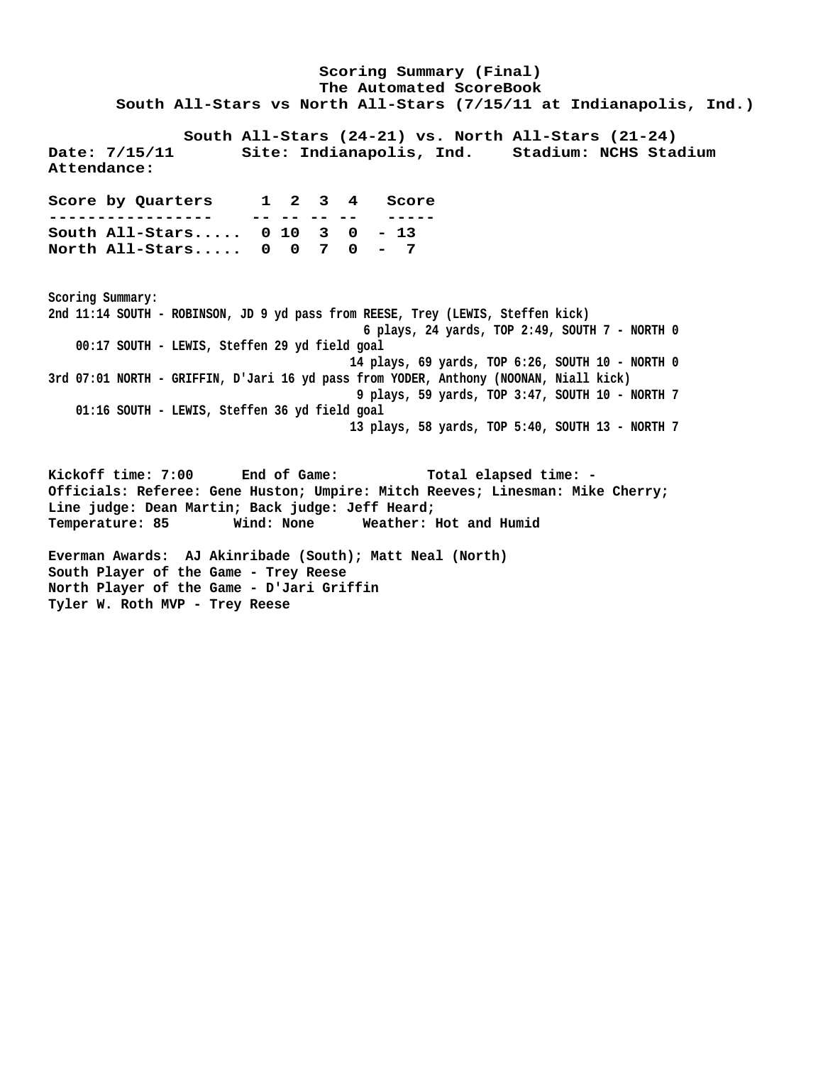# Scoring Summary (Final)

**The Automated ScoreBook**

**South All-Stars vs North All-Stars (7/15/11 at Indianapolis, Ind.)**

**South All-Stars (24-21) vs. North All-Stars (21-24)**

**Date:** 7/15/11 **Site:** Indianapolis, Ind. **Stadium:** NCHS Stadium

**Attendance:**

| Score by Quarters | 1 | 2 | 3 | 4 | Score |
|---|---|---|---|---|---|
| South All-Stars..... | 0 | 10 | 3 | 0 | 13 |
| North All-Stars..... | 0 | 0 | 7 | 0 | 7 |

**Scoring Summary:**

2nd 11:14 SOUTH - ROBINSON, JD 9 yd pass from REESE, Trey (LEWIS, Steffen kick)
6 plays, 24 yards, TOP 2:49, SOUTH 7 - NORTH 0

00:17 SOUTH - LEWIS, Steffen 29 yd field goal
14 plays, 69 yards, TOP 6:26, SOUTH 10 - NORTH 0

3rd 07:01 NORTH - GRIFFIN, D'Jari 16 yd pass from YODER, Anthony (NOONAN, Niall kick)
9 plays, 59 yards, TOP 3:47, SOUTH 10 - NORTH 7

01:16 SOUTH - LEWIS, Steffen 36 yd field goal
13 plays, 58 yards, TOP 5:40, SOUTH 13 - NORTH 7

**Kickoff time:** 7:00 **End of Game:** **Total elapsed time:** -

**Officials:** Referee: Gene Huston; Umpire: Mitch Reeves; Linesman: Mike Cherry;
Line judge: Dean Martin; Back judge: Jeff Heard;

**Temperature:** 85 **Wind:** None **Weather:** Hot and Humid

**Everman Awards:** AJ Akinribade (South); Matt Neal (North)

**South Player of the Game** - Trey Reese

**North Player of the Game** - D'Jari Griffin

**Tyler W. Roth MVP** - Trey Reese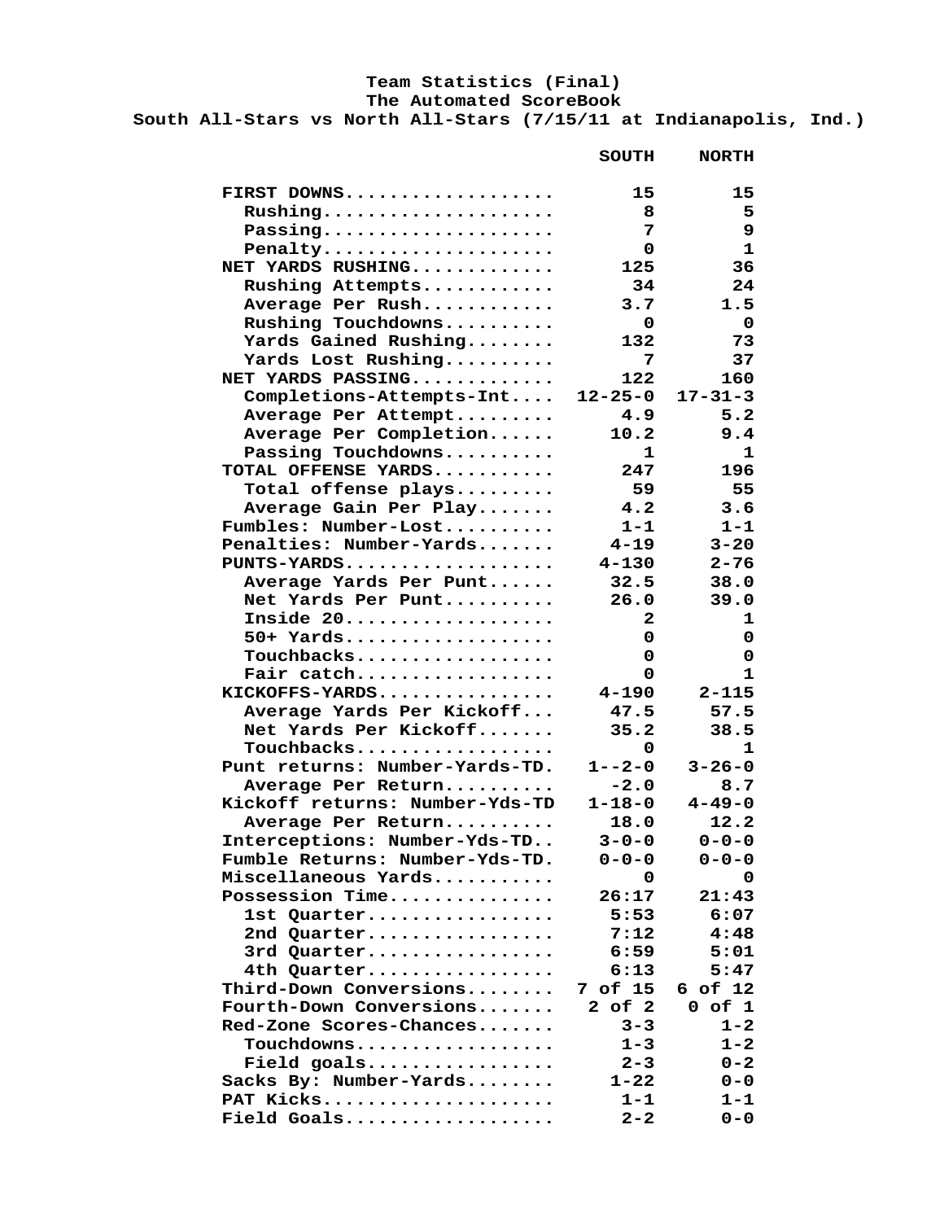**Team Statistics (Final)**
**The Automated ScoreBook**
**South All-Stars vs North All-Stars (7/15/11 at Indianapolis, Ind.)**

| | SOUTH | NORTH |
|---|---|---|
| FIRST DOWNS | 15 | 15 |
| Rushing | 8 | 5 |
| Passing | 7 | 9 |
| Penalty | 0 | 1 |
| NET YARDS RUSHING | 125 | 36 |
| Rushing Attempts | 34 | 24 |
| Average Per Rush | 3.7 | 1.5 |
| Rushing Touchdowns | 0 | 0 |
| Yards Gained Rushing | 132 | 73 |
| Yards Lost Rushing | 7 | 37 |
| NET YARDS PASSING | 122 | 160 |
| Completions-Attempts-Int | 12-25-0 | 17-31-3 |
| Average Per Attempt | 4.9 | 5.2 |
| Average Per Completion | 10.2 | 9.4 |
| Passing Touchdowns | 1 | 1 |
| TOTAL OFFENSE YARDS | 247 | 196 |
| Total offense plays | 59 | 55 |
| Average Gain Per Play | 4.2 | 3.6 |
| Fumbles: Number-Lost | 1-1 | 1-1 |
| Penalties: Number-Yards | 4-19 | 3-20 |
| PUNTS-YARDS | 4-130 | 2-76 |
| Average Yards Per Punt | 32.5 | 38.0 |
| Net Yards Per Punt | 26.0 | 39.0 |
| Inside 20 | 2 | 1 |
| 50+ Yards | 0 | 0 |
| Touchbacks | 0 | 0 |
| Fair catch | 0 | 1 |
| KICKOFFS-YARDS | 4-190 | 2-115 |
| Average Yards Per Kickoff | 47.5 | 57.5 |
| Net Yards Per Kickoff | 35.2 | 38.5 |
| Touchbacks | 0 | 1 |
| Punt returns: Number-Yards-TD | 1--2-0 | 3-26-0 |
| Average Per Return | -2.0 | 8.7 |
| Kickoff returns: Number-Yds-TD | 1-18-0 | 4-49-0 |
| Average Per Return | 18.0 | 12.2 |
| Interceptions: Number-Yds-TD | 3-0-0 | 0-0-0 |
| Fumble Returns: Number-Yds-TD | 0-0-0 | 0-0-0 |
| Miscellaneous Yards | 0 | 0 |
| Possession Time | 26:17 | 21:43 |
| 1st Quarter | 5:53 | 6:07 |
| 2nd Quarter | 7:12 | 4:48 |
| 3rd Quarter | 6:59 | 5:01 |
| 4th Quarter | 6:13 | 5:47 |
| Third-Down Conversions | 7 of 15 | 6 of 12 |
| Fourth-Down Conversions | 2 of 2 | 0 of 1 |
| Red-Zone Scores-Chances | 3-3 | 1-2 |
| Touchdowns | 1-3 | 1-2 |
| Field goals | 2-3 | 0-2 |
| Sacks By: Number-Yards | 1-22 | 0-0 |
| PAT Kicks | 1-1 | 1-1 |
| Field Goals | 2-2 | 0-0 |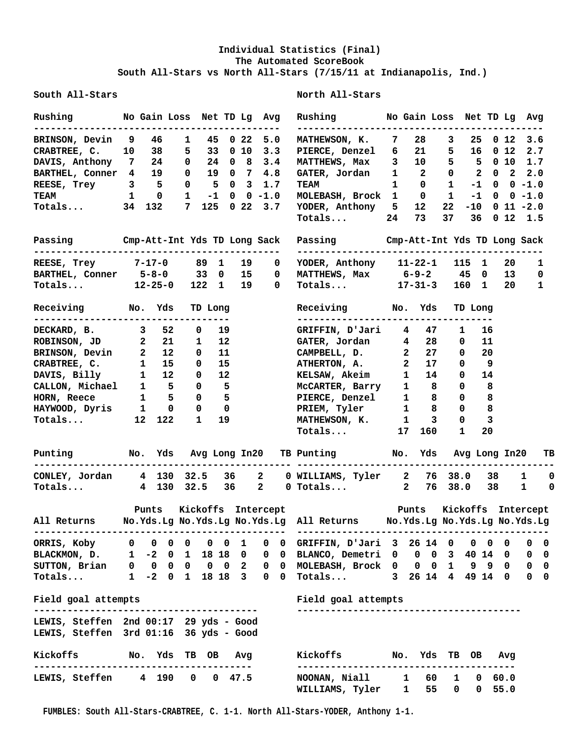# Individual Statistics (Final)

## The Automated ScoreBook

### South All-Stars vs North All-Stars (7/15/11 at Indianapolis, Ind.)

## South All-Stars

| Rushing | No | Gain | Loss | Net | TD | Lg | Avg |
|---|---|---|---|---|---|---|---|
| BRINSON, Devin | 9 | 46 | 1 | 45 | 0 | 22 | 5.0 |
| CRABTREE, C. | 10 | 38 | 5 | 33 | 0 | 10 | 3.3 |
| DAVIS, Anthony | 7 | 24 | 0 | 24 | 0 | 8 | 3.4 |
| BARTHEL, Conner | 4 | 19 | 0 | 19 | 0 | 7 | 4.8 |
| REESE, Trey | 3 | 5 | 0 | 5 | 0 | 3 | 1.7 |
| TEAM | 1 | 0 | 1 | -1 | 0 | 0 | -1.0 |
| Totals... | 34 | 132 | 7 | 125 | 0 | 22 | 3.7 |

| Passing | Cmp-Att-Int | Yds | TD | Long | Sack |
|---|---|---|---|---|---|
| REESE, Trey | 7-17-0 | 89 | 1 | 19 | 0 |
| BARTHEL, Conner | 5-8-0 | 33 | 0 | 15 | 0 |
| Totals... | 12-25-0 | 122 | 1 | 19 | 0 |

| Receiving | No. | Yds | TD | Long |
|---|---|---|---|---|
| DECKARD, B. | 3 | 52 | 0 | 19 |
| ROBINSON, JD | 2 | 21 | 1 | 12 |
| BRINSON, Devin | 2 | 12 | 0 | 11 |
| CRABTREE, C. | 1 | 15 | 0 | 15 |
| DAVIS, Billy | 1 | 12 | 0 | 12 |
| CALLON, Michael | 1 | 5 | 0 | 5 |
| HORN, Reece | 1 | 5 | 0 | 5 |
| HAYWOOD, Dyris | 1 | 0 | 0 | 0 |
| Totals... | 12 | 122 | 1 | 19 |

| Punting | No. | Yds | Avg | Long | In20 | TB |
|---|---|---|---|---|---|---|
| CONLEY, Jordan | 4 | 130 | 32.5 | 36 | 2 | 0 |
| Totals... | 4 | 130 | 32.5 | 36 | 2 | 0 |

| All Returns | Punts | | | Kickoffs | | | Intercept | | |
|---|---|---|---|---|---|---|---|---|---|
| | No. | Yds | Lg | No. | Yds | Lg | No. | Yds | Lg |
| ORRIS, Koby | 0 | 0 | 0 | 0 | 0 | 0 | 1 | 0 | 0 |
| BLACKMON, D. | 1 | -2 | 0 | 1 | 18 | 18 | 0 | 0 | 0 |
| SUTTON, Brian | 0 | 0 | 0 | 0 | 0 | 0 | 2 | 0 | 0 |
| Totals... | 1 | -2 | 0 | 1 | 18 | 18 | 3 | 0 | 0 |

**Field goal attempts**

LEWIS, Steffen 2nd 00:17 29 yds - Good
LEWIS, Steffen 3rd 01:16 36 yds - Good

| Kickoffs | No. | Yds | TB | OB | Avg |
|---|---|---|---|---|---|
| LEWIS, Steffen | 4 | 190 | 0 | 0 | 47.5 |

## North All-Stars

| Rushing | No | Gain | Loss | Net | TD | Lg | Avg |
|---|---|---|---|---|---|---|---|
| MATHEWSON, K. | 7 | 28 | 3 | 25 | 0 | 12 | 3.6 |
| PIERCE, Denzel | 6 | 21 | 5 | 16 | 0 | 12 | 2.7 |
| MATTHEWS, Max | 3 | 10 | 5 | 5 | 0 | 10 | 1.7 |
| GATER, Jordan | 1 | 2 | 0 | 2 | 0 | 2 | 2.0 |
| TEAM | 1 | 0 | 1 | -1 | 0 | 0 | -1.0 |
| MOLEBASH, Brock | 1 | 0 | 1 | -1 | 0 | 0 | -1.0 |
| YODER, Anthony | 5 | 12 | 22 | -10 | 0 | 11 | -2.0 |
| Totals... | 24 | 73 | 37 | 36 | 0 | 12 | 1.5 |

| Passing | Cmp-Att-Int | Yds | TD | Long | Sack |
|---|---|---|---|---|---|
| YODER, Anthony | 11-22-1 | 115 | 1 | 20 | 1 |
| MATTHEWS, Max | 6-9-2 | 45 | 0 | 13 | 0 |
| Totals... | 17-31-3 | 160 | 1 | 20 | 1 |

| Receiving | No. | Yds | TD | Long |
|---|---|---|---|---|
| GRIFFIN, D'Jari | 4 | 47 | 1 | 16 |
| GATER, Jordan | 4 | 28 | 0 | 11 |
| CAMPBELL, D. | 2 | 27 | 0 | 20 |
| ATHERTON, A. | 2 | 17 | 0 | 9 |
| KELSAW, Akeim | 1 | 14 | 0 | 14 |
| McCARTER, Barry | 1 | 8 | 0 | 8 |
| PIERCE, Denzel | 1 | 8 | 0 | 8 |
| PRIEM, Tyler | 1 | 8 | 0 | 8 |
| MATHEWSON, K. | 1 | 3 | 0 | 3 |
| Totals... | 17 | 160 | 1 | 20 |

| Punting | No. | Yds | Avg | Long | In20 | TB |
|---|---|---|---|---|---|---|
| WILLIAMS, Tyler | 2 | 76 | 38.0 | 38 | 1 | 0 |
| Totals... | 2 | 76 | 38.0 | 38 | 1 | 0 |

| All Returns | Punts | | | Kickoffs | | | Intercept | | |
|---|---|---|---|---|---|---|---|---|---|
| | No. | Yds | Lg | No. | Yds | Lg | No. | Yds | Lg |
| GRIFFIN, D'Jari | 3 | 26 | 14 | 0 | 0 | 0 | 0 | 0 | 0 |
| BLANCO, Demetri | 0 | 0 | 0 | 3 | 40 | 14 | 0 | 0 | 0 |
| MOLEBASH, Brock | 0 | 0 | 0 | 1 | 9 | 9 | 0 | 0 | 0 |
| Totals... | 3 | 26 | 14 | 4 | 49 | 14 | 0 | 0 | 0 |

**Field goal attempts**

| Kickoffs | No. | Yds | TB | OB | Avg |
|---|---|---|---|---|---|
| NOONAN, Niall | 1 | 60 | 1 | 0 | 60.0 |
| WILLIAMS, Tyler | 1 | 55 | 0 | 0 | 55.0 |

FUMBLES: South All-Stars-CRABTREE, C. 1-1. North All-Stars-YODER, Anthony 1-1.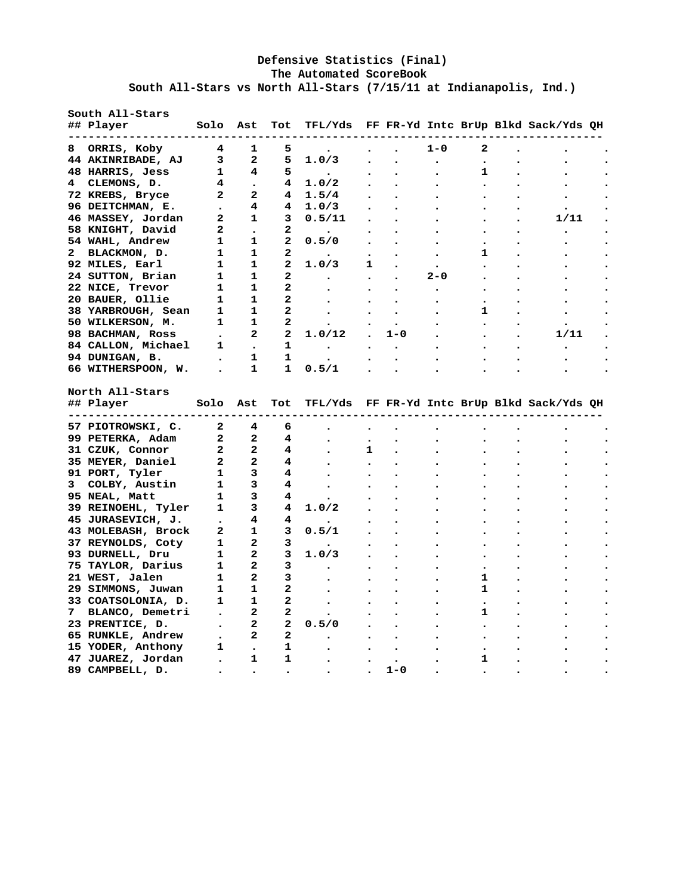# Defensive Statistics (Final)

## The Automated ScoreBook

### South All-Stars vs North All-Stars (7/15/11 at Indianapolis, Ind.)

**South All-Stars**

| ## Player | Solo | Ast | Tot | TFL/Yds | FF | FR-Yd | Intc | BrUp | Blkd | Sack/Yds | QH |
|---|---|---|---|---|---|---|---|---|---|---|---|
| 8 ORRIS, Koby | 4 | 1 | 5 | . | . | . | 1-0 | 2 | . | . | . |
| 44 AKINRIBADE, AJ | 3 | 2 | 5 | 1.0/3 | . | . | . | . | . | . | . |
| 48 HARRIS, Jess | 1 | 4 | 5 | . | . | . | . | 1 | . | . | . |
| 4 CLEMONS, D. | 4 | . | 4 | 1.0/2 | . | . | . | . | . | . | . |
| 72 KREBS, Bryce | 2 | 2 | 4 | 1.5/4 | . | . | . | . | . | . | . |
| 96 DEITCHMAN, E. | . | 4 | 4 | 1.0/3 | . | . | . | . | . | . | . |
| 46 MASSEY, Jordan | 2 | 1 | 3 | 0.5/11 | . | . | . | . | . | 1/11 | . |
| 58 KNIGHT, David | 2 | . | 2 | . | . | . | . | . | . | . | . |
| 54 WAHL, Andrew | 1 | 1 | 2 | 0.5/0 | . | . | . | . | . | . | . |
| 2 BLACKMON, D. | 1 | 1 | 2 | . | . | . | . | 1 | . | . | . |
| 92 MILES, Earl | 1 | 1 | 2 | 1.0/3 | 1 | . | . | . | . | . | . |
| 24 SUTTON, Brian | 1 | 1 | 2 | . | . | . | 2-0 | . | . | . | . |
| 22 NICE, Trevor | 1 | 1 | 2 | . | . | . | . | . | . | . | . |
| 20 BAUER, Ollie | 1 | 1 | 2 | . | . | . | . | . | . | . | . |
| 38 YARBROUGH, Sean | 1 | 1 | 2 | . | . | . | . | 1 | . | . | . |
| 50 WILKERSON, M. | 1 | 1 | 2 | . | . | . | . | . | . | . | . |
| 98 BACHMAN, Ross | . | 2 | 2 | 1.0/12 | . | 1-0 | . | . | . | 1/11 | . |
| 84 CALLON, Michael | 1 | . | 1 | . | . | . | . | . | . | . | . |
| 94 DUNIGAN, B. | . | 1 | 1 | . | . | . | . | . | . | . | . |
| 66 WITHERSPOON, W. | . | 1 | 1 | 0.5/1 | . | . | . | . | . | . | . |

**North All-Stars**

| ## Player | Solo | Ast | Tot | TFL/Yds | FF | FR-Yd | Intc | BrUp | Blkd | Sack/Yds | QH |
|---|---|---|---|---|---|---|---|---|---|---|---|
| 57 PIOTROWSKI, C. | 2 | 4 | 6 | . | . | . | . | . | . | . | . |
| 99 PETERKA, Adam | 2 | 2 | 4 | . | . | . | . | . | . | . | . |
| 31 CZUK, Connor | 2 | 2 | 4 | . | 1 | . | . | . | . | . | . |
| 35 MEYER, Daniel | 2 | 2 | 4 | . | . | . | . | . | . | . | . |
| 91 PORT, Tyler | 1 | 3 | 4 | . | . | . | . | . | . | . | . |
| 3 COLBY, Austin | 1 | 3 | 4 | . | . | . | . | . | . | . | . |
| 95 NEAL, Matt | 1 | 3 | 4 | . | . | . | . | . | . | . | . |
| 39 REINOEHL, Tyler | 1 | 3 | 4 | 1.0/2 | . | . | . | . | . | . | . |
| 45 JURASEVICH, J. | . | 4 | 4 | . | . | . | . | . | . | . | . |
| 43 MOLEBASH, Brock | 2 | 1 | 3 | 0.5/1 | . | . | . | . | . | . | . |
| 37 REYNOLDS, Coty | 1 | 2 | 3 | . | . | . | . | . | . | . | . |
| 93 DURNELL, Dru | 1 | 2 | 3 | 1.0/3 | . | . | . | . | . | . | . |
| 75 TAYLOR, Darius | 1 | 2 | 3 | . | . | . | . | . | . | . | . |
| 21 WEST, Jalen | 1 | 2 | 3 | . | . | . | . | 1 | . | . | . |
| 29 SIMMONS, Juwan | 1 | 1 | 2 | . | . | . | . | 1 | . | . | . |
| 33 COATSOLONIA, D. | 1 | 1 | 2 | . | . | . | . | . | . | . | . |
| 7 BLANCO, Demetri | . | 2 | 2 | . | . | . | . | 1 | . | . | . |
| 23 PRENTICE, D. | . | 2 | 2 | 0.5/0 | . | . | . | . | . | . | . |
| 65 RUNKLE, Andrew | . | 2 | 2 | . | . | . | . | . | . | . | . |
| 15 YODER, Anthony | 1 | . | 1 | . | . | . | . | . | . | . | . |
| 47 JUAREZ, Jordan | . | 1 | 1 | . | . | . | . | 1 | . | . | . |
| 89 CAMPBELL, D. | . | . | . | . | . | 1-0 | . | . | . | . | . |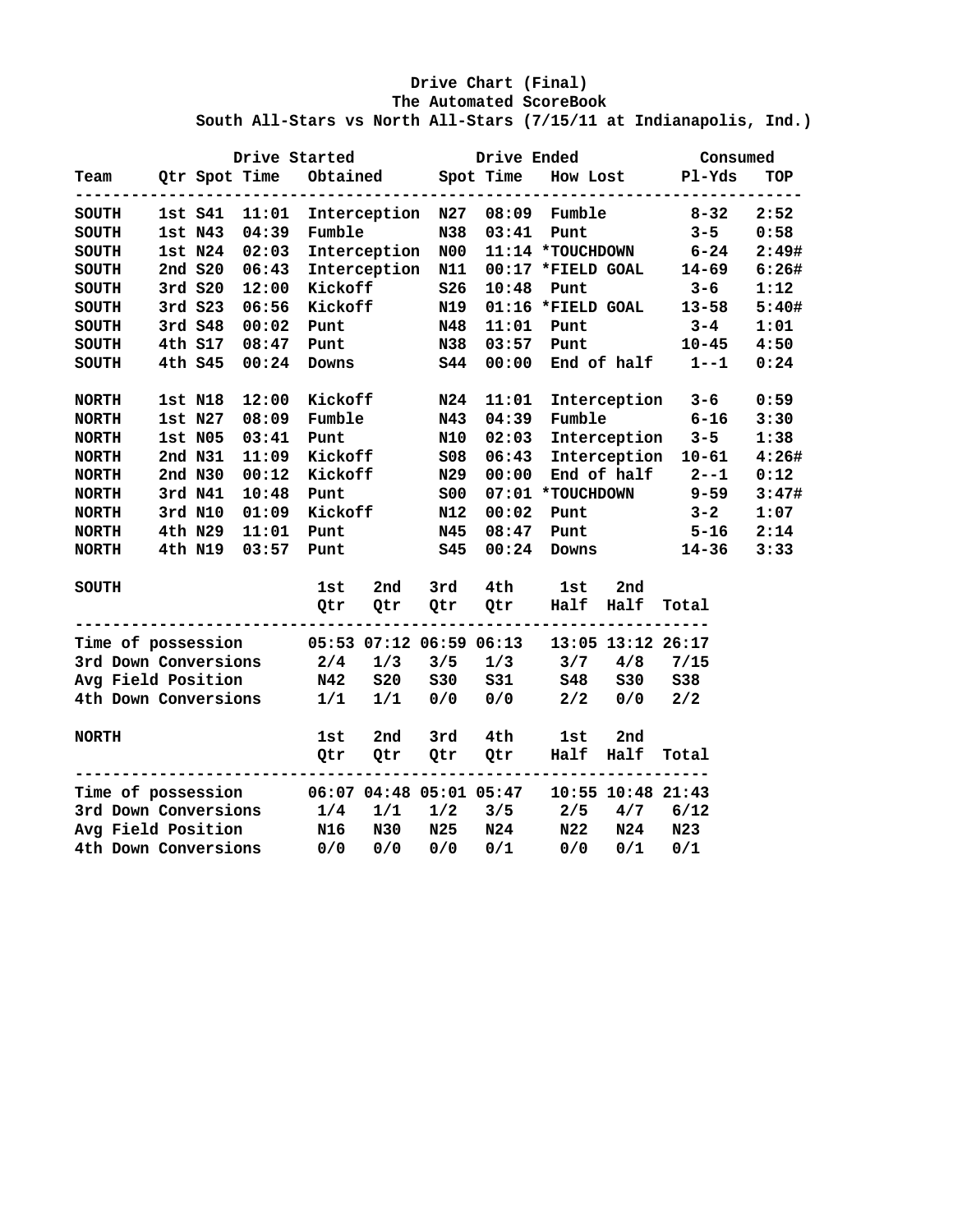# Drive Chart (Final)

**The Automated ScoreBook**

**South All-Stars vs North All-Stars (7/15/11 at Indianapolis, Ind.)**

| | Drive Started | | | | Drive Ended | | | Consumed | |
|---|---|---|---|---|---|---|---|---|---|
| Team | Qtr | Spot | Time | Obtained | Spot | Time | How Lost | Pl-Yds | TOP |
| SOUTH | 1st | S41 | 11:01 | Interception | N27 | 08:09 | Fumble | 8-32 | 2:52 |
| SOUTH | 1st | N43 | 04:39 | Fumble | N38 | 03:41 | Punt | 3-5 | 0:58 |
| SOUTH | 1st | N24 | 02:03 | Interception | N00 | 11:14 | *TOUCHDOWN | 6-24 | 2:49# |
| SOUTH | 2nd | S20 | 06:43 | Interception | N11 | 00:17 | *FIELD GOAL | 14-69 | 6:26# |
| SOUTH | 3rd | S20 | 12:00 | Kickoff | S26 | 10:48 | Punt | 3-6 | 1:12 |
| SOUTH | 3rd | S23 | 06:56 | Kickoff | N19 | 01:16 | *FIELD GOAL | 13-58 | 5:40# |
| SOUTH | 3rd | S48 | 00:02 | Punt | N48 | 11:01 | Punt | 3-4 | 1:01 |
| SOUTH | 4th | S17 | 08:47 | Punt | N38 | 03:57 | Punt | 10-45 | 4:50 |
| SOUTH | 4th | S45 | 00:24 | Downs | S44 | 00:00 | End of half | 1--1 | 0:24 |
| NORTH | 1st | N18 | 12:00 | Kickoff | N24 | 11:01 | Interception | 3-6 | 0:59 |
| NORTH | 1st | N27 | 08:09 | Fumble | N43 | 04:39 | Fumble | 6-16 | 3:30 |
| NORTH | 1st | N05 | 03:41 | Punt | N10 | 02:03 | Interception | 3-5 | 1:38 |
| NORTH | 2nd | N31 | 11:09 | Kickoff | S08 | 06:43 | Interception | 10-61 | 4:26# |
| NORTH | 2nd | N30 | 00:12 | Kickoff | N29 | 00:00 | End of half | 2--1 | 0:12 |
| NORTH | 3rd | N41 | 10:48 | Punt | S00 | 07:01 | *TOUCHDOWN | 9-59 | 3:47# |
| NORTH | 3rd | N10 | 01:09 | Kickoff | N12 | 00:02 | Punt | 3-2 | 1:07 |
| NORTH | 4th | N29 | 11:01 | Punt | N45 | 08:47 | Punt | 5-16 | 2:14 |
| NORTH | 4th | N19 | 03:57 | Punt | S45 | 00:24 | Downs | 14-36 | 3:33 |

| SOUTH | 1st Qtr | 2nd Qtr | 3rd Qtr | 4th Qtr | 1st Half | 2nd Half | Total |
|---|---|---|---|---|---|---|---|
| Time of possession | 05:53 | 07:12 | 06:59 | 06:13 | 13:05 | 13:12 | 26:17 |
| 3rd Down Conversions | 2/4 | 1/3 | 3/5 | 1/3 | 3/7 | 4/8 | 7/15 |
| Avg Field Position | N42 | S20 | S30 | S31 | S48 | S30 | S38 |
| 4th Down Conversions | 1/1 | 1/1 | 0/0 | 0/0 | 2/2 | 0/0 | 2/2 |

| NORTH | 1st Qtr | 2nd Qtr | 3rd Qtr | 4th Qtr | 1st Half | 2nd Half | Total |
|---|---|---|---|---|---|---|---|
| Time of possession | 06:07 | 04:48 | 05:01 | 05:47 | 10:55 | 10:48 | 21:43 |
| 3rd Down Conversions | 1/4 | 1/1 | 1/2 | 3/5 | 2/5 | 4/7 | 6/12 |
| Avg Field Position | N16 | N30 | N25 | N24 | N22 | N24 | N23 |
| 4th Down Conversions | 0/0 | 0/0 | 0/0 | 0/1 | 0/0 | 0/1 | 0/1 |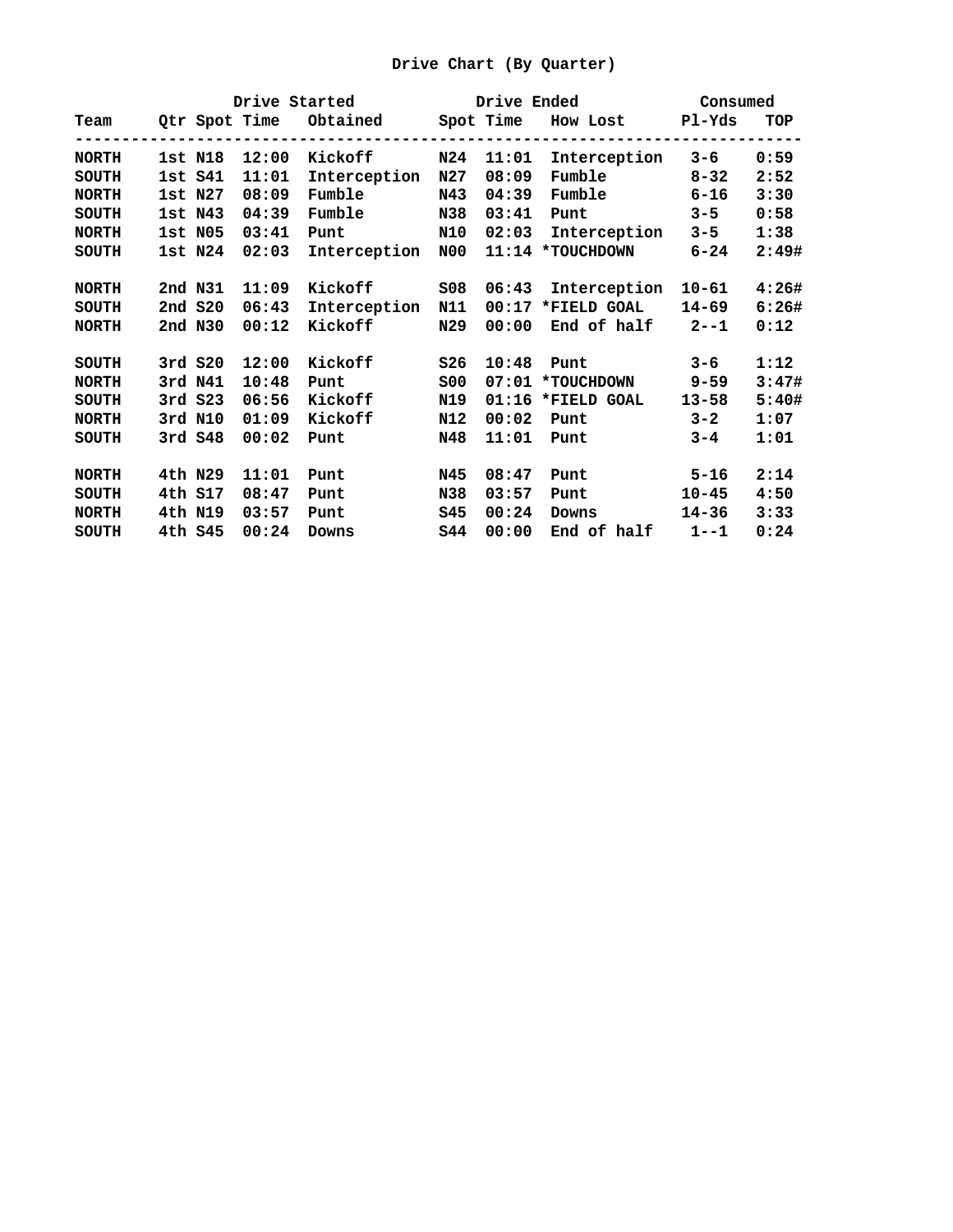# Drive Chart (By Quarter)

| | | Drive Started | | | Drive Ended | | | Consumed | |
|---|---|---|---|---|---|---|---|---|---|
| Team | Qtr | Spot | Time | Obtained | Spot | Time | How Lost | Pl-Yds | TOP |
| NORTH | 1st | N18 | 12:00 | Kickoff | N24 | 11:01 | Interception | 3-6 | 0:59 |
| SOUTH | 1st | S41 | 11:01 | Interception | N27 | 08:09 | Fumble | 8-32 | 2:52 |
| NORTH | 1st | N27 | 08:09 | Fumble | N43 | 04:39 | Fumble | 6-16 | 3:30 |
| SOUTH | 1st | N43 | 04:39 | Fumble | N38 | 03:41 | Punt | 3-5 | 0:58 |
| NORTH | 1st | N05 | 03:41 | Punt | N10 | 02:03 | Interception | 3-5 | 1:38 |
| SOUTH | 1st | N24 | 02:03 | Interception | N00 | 11:14 | *TOUCHDOWN | 6-24 | 2:49# |
| NORTH | 2nd | N31 | 11:09 | Kickoff | S08 | 06:43 | Interception | 10-61 | 4:26# |
| SOUTH | 2nd | S20 | 06:43 | Interception | N11 | 00:17 | *FIELD GOAL | 14-69 | 6:26# |
| NORTH | 2nd | N30 | 00:12 | Kickoff | N29 | 00:00 | End of half | 2--1 | 0:12 |
| SOUTH | 3rd | S20 | 12:00 | Kickoff | S26 | 10:48 | Punt | 3-6 | 1:12 |
| NORTH | 3rd | N41 | 10:48 | Punt | S00 | 07:01 | *TOUCHDOWN | 9-59 | 3:47# |
| SOUTH | 3rd | S23 | 06:56 | Kickoff | N19 | 01:16 | *FIELD GOAL | 13-58 | 5:40# |
| NORTH | 3rd | N10 | 01:09 | Kickoff | N12 | 00:02 | Punt | 3-2 | 1:07 |
| SOUTH | 3rd | S48 | 00:02 | Punt | N48 | 11:01 | Punt | 3-4 | 1:01 |
| NORTH | 4th | N29 | 11:01 | Punt | N45 | 08:47 | Punt | 5-16 | 2:14 |
| SOUTH | 4th | S17 | 08:47 | Punt | N38 | 03:57 | Punt | 10-45 | 4:50 |
| NORTH | 4th | N19 | 03:57 | Punt | S45 | 00:24 | Downs | 14-36 | 3:33 |
| SOUTH | 4th | S45 | 00:24 | Downs | S44 | 00:00 | End of half | 1--1 | 0:24 |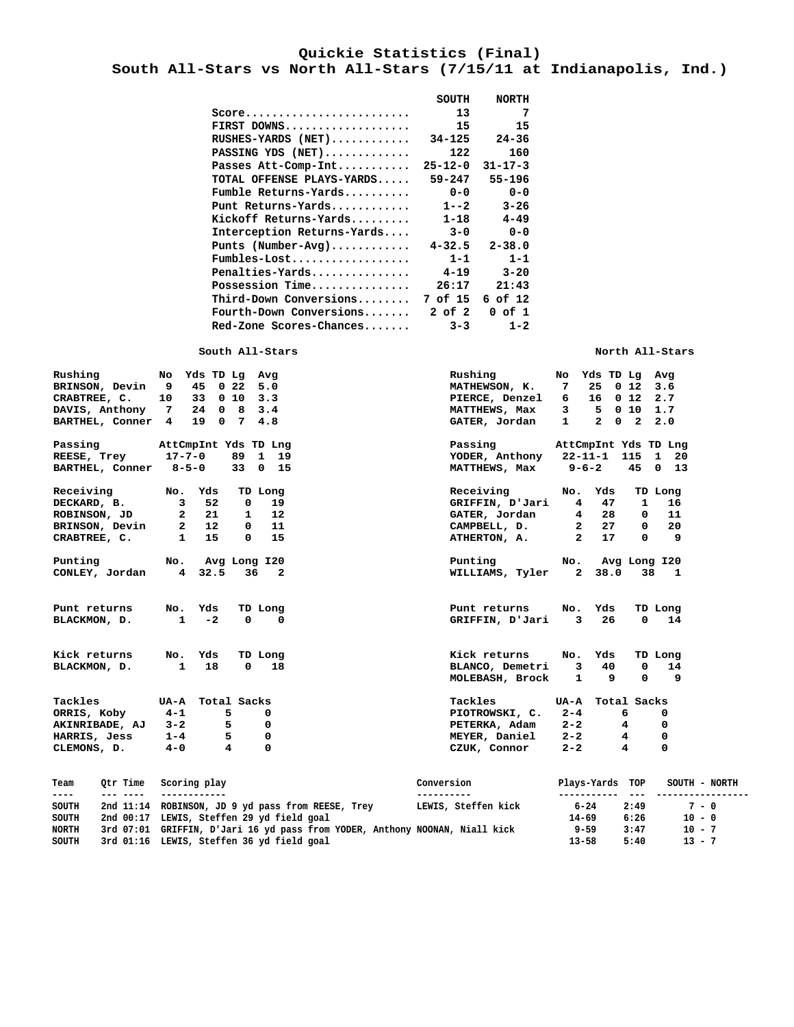# Quickie Statistics (Final)

## South All-Stars vs North All-Stars (7/15/11 at Indianapolis, Ind.)

| | SOUTH | NORTH |
|---|---|---|
| Score | 13 | 7 |
| FIRST DOWNS | 15 | 15 |
| RUSHES-YARDS (NET) | 34-125 | 24-36 |
| PASSING YDS (NET) | 122 | 160 |
| Passes Att-Comp-Int | 25-12-0 | 31-17-3 |
| TOTAL OFFENSE PLAYS-YARDS | 59-247 | 55-196 |
| Fumble Returns-Yards | 0-0 | 0-0 |
| Punt Returns-Yards | 1--2 | 3-26 |
| Kickoff Returns-Yards | 1-18 | 4-49 |
| Interception Returns-Yards | 3-0 | 0-0 |
| Punts (Number-Avg) | 4-32.5 | 2-38.0 |
| Fumbles-Lost | 1-1 | 1-1 |
| Penalties-Yards | 4-19 | 3-20 |
| Possession Time | 26:17 | 21:43 |
| Third-Down Conversions | 7 of 15 | 6 of 12 |
| Fourth-Down Conversions | 2 of 2 | 0 of 1 |
| Red-Zone Scores-Chances | 3-3 | 1-2 |

### South All-Stars

| Rushing | No | Yds | TD | Lg | Avg |
|---|---|---|---|---|---|
| BRINSON, Devin | 9 | 45 | 0 | 22 | 5.0 |
| CRABTREE, C. | 10 | 33 | 0 | 10 | 3.3 |
| DAVIS, Anthony | 7 | 24 | 0 | 8 | 3.4 |
| BARTHEL, Conner | 4 | 19 | 0 | 7 | 4.8 |

| Passing | AttCmpInt | Yds | TD | Lng |
|---|---|---|---|---|
| REESE, Trey | 17-7-0 | 89 | 1 | 19 |
| BARTHEL, Conner | 8-5-0 | 33 | 0 | 15 |

| Receiving | No. | Yds | TD | Long |
|---|---|---|---|---|
| DECKARD, B. | 3 | 52 | 0 | 19 |
| ROBINSON, JD | 2 | 21 | 1 | 12 |
| BRINSON, Devin | 2 | 12 | 0 | 11 |
| CRABTREE, C. | 1 | 15 | 0 | 15 |

| Punting | No. | Avg | Long | I20 |
|---|---|---|---|---|
| CONLEY, Jordan | 4 | 32.5 | 36 | 2 |

| Punt returns | No. | Yds | TD | Long |
|---|---|---|---|---|
| BLACKMON, D. | 1 | -2 | 0 | 0 |

| Kick returns | No. | Yds | TD | Long |
|---|---|---|---|---|
| BLACKMON, D. | 1 | 18 | 0 | 18 |

| Tackles | UA-A | Total | Sacks |
|---|---|---|---|
| ORRIS, Koby | 4-1 | 5 | 0 |
| AKINRIBADE, AJ | 3-2 | 5 | 0 |
| HARRIS, Jess | 1-4 | 5 | 0 |
| CLEMONS, D. | 4-0 | 4 | 0 |

### North All-Stars

| Rushing | No | Yds | TD | Lg | Avg |
|---|---|---|---|---|---|
| MATHEWSON, K. | 7 | 25 | 0 | 12 | 3.6 |
| PIERCE, Denzel | 6 | 16 | 0 | 12 | 2.7 |
| MATTHEWS, Max | 3 | 5 | 0 | 10 | 1.7 |
| GATER, Jordan | 1 | 2 | 0 | 2 | 2.0 |

| Passing | AttCmpInt | Yds | TD | Lng |
|---|---|---|---|---|
| YODER, Anthony | 22-11-1 | 115 | 1 | 20 |
| MATTHEWS, Max | 9-6-2 | 45 | 0 | 13 |

| Receiving | No. | Yds | TD | Long |
|---|---|---|---|---|
| GRIFFIN, D'Jari | 4 | 47 | 1 | 16 |
| GATER, Jordan | 4 | 28 | 0 | 11 |
| CAMPBELL, D. | 2 | 27 | 0 | 20 |
| ATHERTON, A. | 2 | 17 | 0 | 9 |

| Punting | No. | Avg | Long | I20 |
|---|---|---|---|---|
| WILLIAMS, Tyler | 2 | 38.0 | 38 | 1 |

| Punt returns | No. | Yds | TD | Long |
|---|---|---|---|---|
| GRIFFIN, D'Jari | 3 | 26 | 0 | 14 |

| Kick returns | No. | Yds | TD | Long |
|---|---|---|---|---|
| BLANCO, Demetri | 3 | 40 | 0 | 14 |
| MOLEBASH, Brock | 1 | 9 | 0 | 9 |

| Tackles | UA-A | Total | Sacks |
|---|---|---|---|
| PIOTROWSKI, C. | 2-4 | 6 | 0 |
| PETERKA, Adam | 2-2 | 4 | 0 |
| MEYER, Daniel | 2-2 | 4 | 0 |
| CZUK, Connor | 2-2 | 4 | 0 |

### Scoring Summary

| Team | Qtr | Time | Scoring play | Conversion | Plays-Yards | TOP | SOUTH - NORTH |
|---|---|---|---|---|---|---|---|
| SOUTH | 2nd | 11:14 | ROBINSON, JD 9 yd pass from REESE, Trey | LEWIS, Steffen kick | 6-24 | 2:49 | 7 - 0 |
| SOUTH | 2nd | 00:17 | LEWIS, Steffen 29 yd field goal | | 14-69 | 6:26 | 10 - 0 |
| NORTH | 3rd | 07:01 | GRIFFIN, D'Jari 16 yd pass from YODER, Anthony | NOONAN, Niall kick | 9-59 | 3:47 | 10 - 7 |
| SOUTH | 3rd | 01:16 | LEWIS, Steffen 36 yd field goal | | 13-58 | 5:40 | 13 - 7 |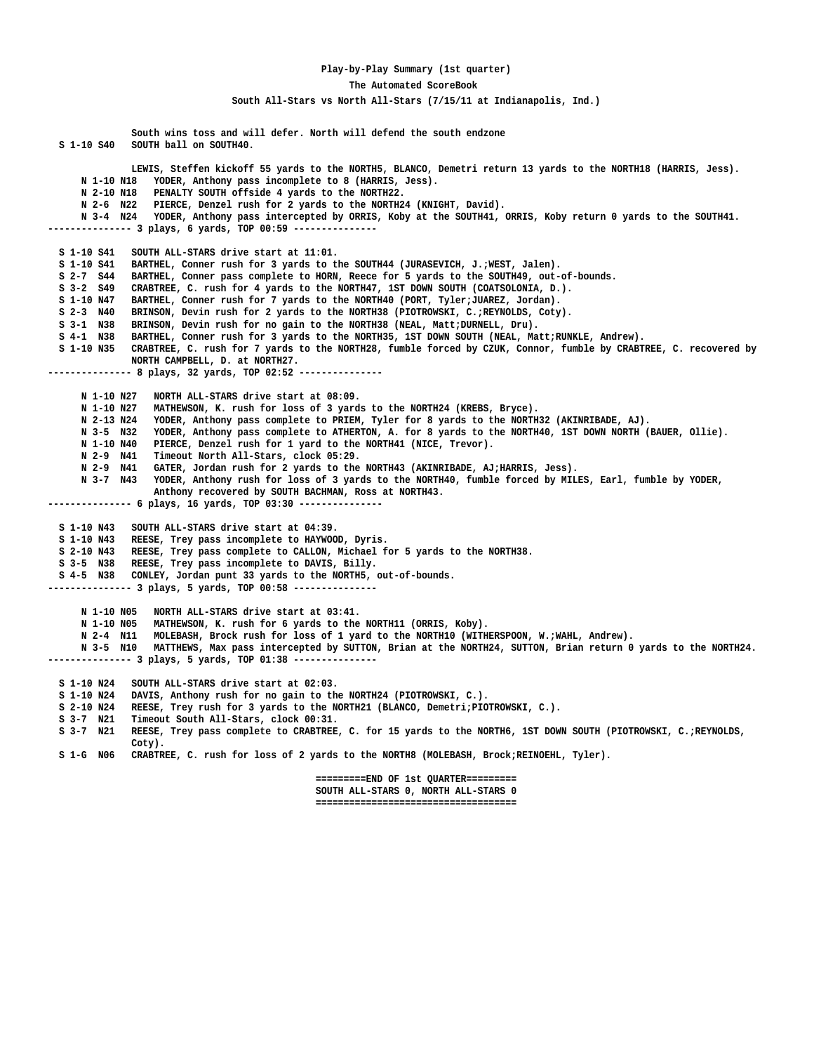**Play-by-Play Summary (1st quarter)**

**The Automated ScoreBook**

**South All-Stars vs North All-Stars (7/15/11 at Indianapolis, Ind.)**

```
               South wins toss and will defer. North will defend the south endzone
  S 1-10 S40   SOUTH ball on SOUTH40.

               LEWIS, Steffen kickoff 55 yards to the NORTH5, BLANCO, Demetri return 13 yards to the NORTH18 (HARRIS, Jess).
      N 1-10 N18   YODER, Anthony pass incomplete to 8 (HARRIS, Jess).
      N 2-10 N18   PENALTY SOUTH offside 4 yards to the NORTH22.
      N 2-6  N22   PIERCE, Denzel rush for 2 yards to the NORTH24 (KNIGHT, David).
      N 3-4  N24   YODER, Anthony pass intercepted by ORRIS, Koby at the SOUTH41, ORRIS, Koby return 0 yards to the SOUTH41.
--------------- 3 plays, 6 yards, TOP 00:59 ---------------

  S 1-10 S41   SOUTH ALL-STARS drive start at 11:01.
  S 1-10 S41   BARTHEL, Conner rush for 3 yards to the SOUTH44 (JURASEVICH, J.;WEST, Jalen).
  S 2-7  S44   BARTHEL, Conner pass complete to HORN, Reece for 5 yards to the SOUTH49, out-of-bounds.
  S 3-2  S49   CRABTREE, C. rush for 4 yards to the NORTH47, 1ST DOWN SOUTH (COATSOLONIA, D.).
  S 1-10 N47   BARTHEL, Conner rush for 7 yards to the NORTH40 (PORT, Tyler;JUAREZ, Jordan).
  S 2-3  N40   BRINSON, Devin rush for 2 yards to the NORTH38 (PIOTROWSKI, C.;REYNOLDS, Coty).
  S 3-1  N38   BRINSON, Devin rush for no gain to the NORTH38 (NEAL, Matt;DURNELL, Dru).
  S 4-1  N38   BARTHEL, Conner rush for 3 yards to the NORTH35, 1ST DOWN SOUTH (NEAL, Matt;RUNKLE, Andrew).
  S 1-10 N35   CRABTREE, C. rush for 7 yards to the NORTH28, fumble forced by CZUK, Connor, fumble by CRABTREE, C. recovered by
               NORTH CAMPBELL, D. at NORTH27.
--------------- 8 plays, 32 yards, TOP 02:52 ---------------

      N 1-10 N27   NORTH ALL-STARS drive start at 08:09.
      N 1-10 N27   MATHEWSON, K. rush for loss of 3 yards to the NORTH24 (KREBS, Bryce).
      N 2-13 N24   YODER, Anthony pass complete to PRIEM, Tyler for 8 yards to the NORTH32 (AKINRIBADE, AJ).
      N 3-5  N32   YODER, Anthony pass complete to ATHERTON, A. for 8 yards to the NORTH40, 1ST DOWN NORTH (BAUER, Ollie).
      N 1-10 N40   PIERCE, Denzel rush for 1 yard to the NORTH41 (NICE, Trevor).
      N 2-9  N41   Timeout North All-Stars, clock 05:29.
      N 2-9  N41   GATER, Jordan rush for 2 yards to the NORTH43 (AKINRIBADE, AJ;HARRIS, Jess).
      N 3-7  N43   YODER, Anthony rush for loss of 3 yards to the NORTH40, fumble forced by MILES, Earl, fumble by YODER,
                   Anthony recovered by SOUTH BACHMAN, Ross at NORTH43.
--------------- 6 plays, 16 yards, TOP 03:30 ---------------

  S 1-10 N43   SOUTH ALL-STARS drive start at 04:39.
  S 1-10 N43   REESE, Trey pass incomplete to HAYWOOD, Dyris.
  S 2-10 N43   REESE, Trey pass complete to CALLON, Michael for 5 yards to the NORTH38.
  S 3-5  N38   REESE, Trey pass incomplete to DAVIS, Billy.
  S 4-5  N38   CONLEY, Jordan punt 33 yards to the NORTH5, out-of-bounds.
--------------- 3 plays, 5 yards, TOP 00:58 ---------------

      N 1-10 N05   NORTH ALL-STARS drive start at 03:41.
      N 1-10 N05   MATHEWSON, K. rush for 6 yards to the NORTH11 (ORRIS, Koby).
      N 2-4  N11   MOLEBASH, Brock rush for loss of 1 yard to the NORTH10 (WITHERSPOON, W.;WAHL, Andrew).
      N 3-5  N10   MATTHEWS, Max pass intercepted by SUTTON, Brian at the NORTH24, SUTTON, Brian return 0 yards to the NORTH24.
--------------- 3 plays, 5 yards, TOP 01:38 ---------------

  S 1-10 N24   SOUTH ALL-STARS drive start at 02:03.
  S 1-10 N24   DAVIS, Anthony rush for no gain to the NORTH24 (PIOTROWSKI, C.).
  S 2-10 N24   REESE, Trey rush for 3 yards to the NORTH21 (BLANCO, Demetri;PIOTROWSKI, C.).
  S 3-7  N21   Timeout South All-Stars, clock 00:31.
  S 3-7  N21   REESE, Trey pass complete to CRABTREE, C. for 15 yards to the NORTH6, 1ST DOWN SOUTH (PIOTROWSKI, C.;REYNOLDS,
               Coty).
  S 1-G  N06   CRABTREE, C. rush for loss of 2 yards to the NORTH8 (MOLEBASH, Brock;REINOEHL, Tyler).

                                  =========END OF 1st QUARTER=========
                                  SOUTH ALL-STARS 0, NORTH ALL-STARS 0
                                  ====================================
```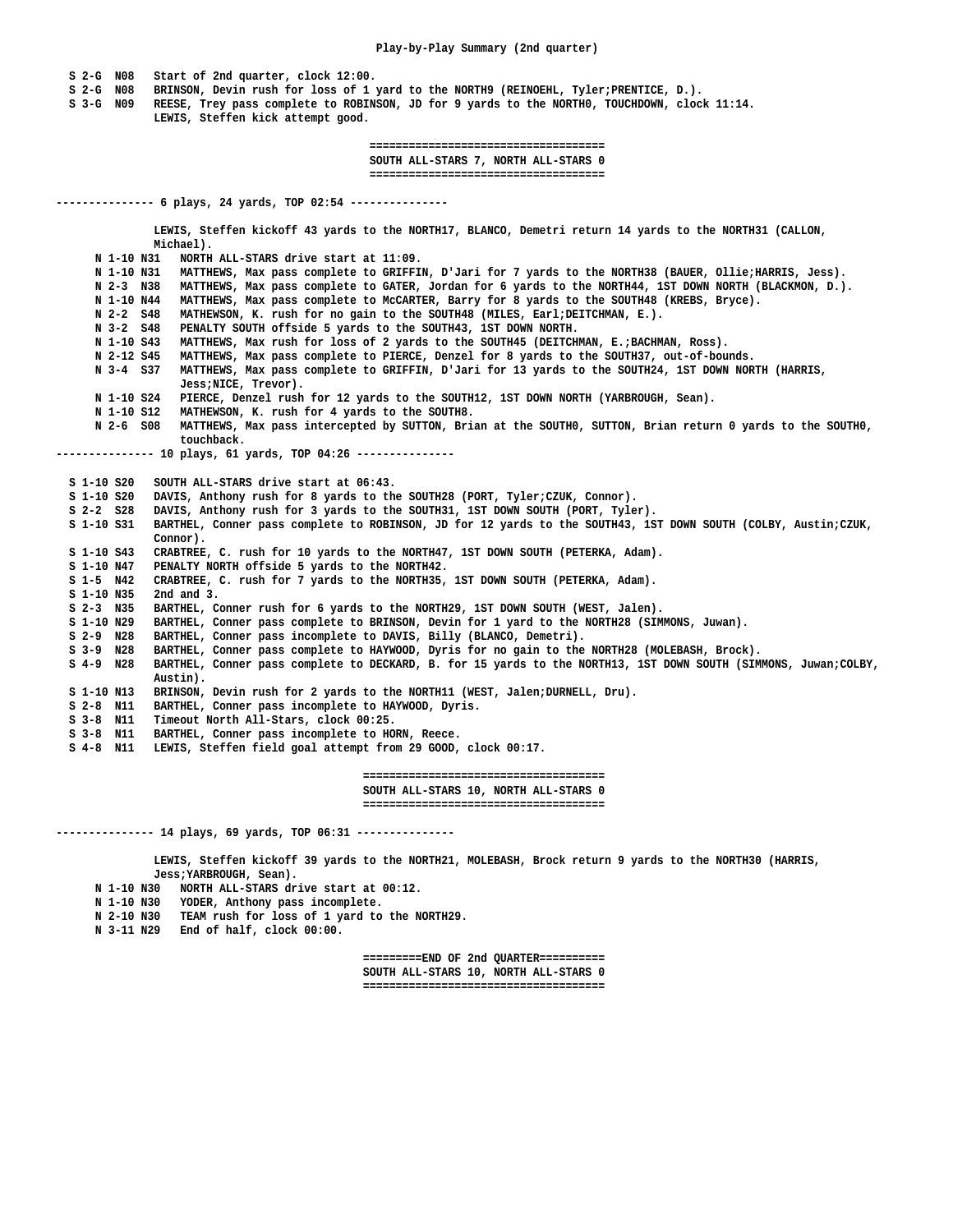## Play-by-Play Summary (2nd quarter)

```
  S 2-G  N08   Start of 2nd quarter, clock 12:00.
  S 2-G  N08   BRINSON, Devin rush for loss of 1 yard to the NORTH9 (REINOEHL, Tyler;PRENTICE, D.).
  S 3-G  N09   REESE, Trey pass complete to ROBINSON, JD for 9 yards to the NORTH0, TOUCHDOWN, clock 11:14.
               LEWIS, Steffen kick attempt good.

                                                        ====================================
                                                        SOUTH ALL-STARS 7, NORTH ALL-STARS 0
                                                        ====================================

--------------- 6 plays, 24 yards, TOP 02:54 ---------------

               LEWIS, Steffen kickoff 43 yards to the NORTH17, BLANCO, Demetri return 14 yards to the NORTH31 (CALLON,
               Michael).
      N 1-10 N31   NORTH ALL-STARS drive start at 11:09.
      N 1-10 N31   MATTHEWS, Max pass complete to GRIFFIN, D'Jari for 7 yards to the NORTH38 (BAUER, Ollie;HARRIS, Jess).
      N 2-3  N38   MATTHEWS, Max pass complete to GATER, Jordan for 6 yards to the NORTH44, 1ST DOWN NORTH (BLACKMON, D.).
      N 1-10 N44   MATTHEWS, Max pass complete to McCARTER, Barry for 8 yards to the SOUTH48 (KREBS, Bryce).
      N 2-2  S48   MATHEWSON, K. rush for no gain to the SOUTH48 (MILES, Earl;DEITCHMAN, E.).
      N 3-2  S48   PENALTY SOUTH offside 5 yards to the SOUTH43, 1ST DOWN NORTH.
      N 1-10 S43   MATTHEWS, Max rush for loss of 2 yards to the SOUTH45 (DEITCHMAN, E.;BACHMAN, Ross).
      N 2-12 S45   MATTHEWS, Max pass complete to PIERCE, Denzel for 8 yards to the SOUTH37, out-of-bounds.
      N 3-4  S37   MATTHEWS, Max pass complete to GRIFFIN, D'Jari for 13 yards to the SOUTH24, 1ST DOWN NORTH (HARRIS,
                   Jess;NICE, Trevor).
      N 1-10 S24   PIERCE, Denzel rush for 12 yards to the SOUTH12, 1ST DOWN NORTH (YARBROUGH, Sean).
      N 1-10 S12   MATHEWSON, K. rush for 4 yards to the SOUTH8.
      N 2-6  S08   MATTHEWS, Max pass intercepted by SUTTON, Brian at the SOUTH0, SUTTON, Brian return 0 yards to the SOUTH0,
                   touchback.
--------------- 10 plays, 61 yards, TOP 04:26 ---------------

  S 1-10 S20   SOUTH ALL-STARS drive start at 06:43.
  S 1-10 S20   DAVIS, Anthony rush for 8 yards to the SOUTH28 (PORT, Tyler;CZUK, Connor).
  S 2-2  S28   DAVIS, Anthony rush for 3 yards to the SOUTH31, 1ST DOWN SOUTH (PORT, Tyler).
  S 1-10 S31   BARTHEL, Conner pass complete to ROBINSON, JD for 12 yards to the SOUTH43, 1ST DOWN SOUTH (COLBY, Austin;CZUK,
               Connor).
  S 1-10 S43   CRABTREE, C. rush for 10 yards to the NORTH47, 1ST DOWN SOUTH (PETERKA, Adam).
  S 1-10 N47   PENALTY NORTH offside 5 yards to the NORTH42.
  S 1-5  N42   CRABTREE, C. rush for 7 yards to the NORTH35, 1ST DOWN SOUTH (PETERKA, Adam).
  S 1-10 N35   2nd and 3.
  S 2-3  N35   BARTHEL, Conner rush for 6 yards to the NORTH29, 1ST DOWN SOUTH (WEST, Jalen).
  S 1-10 N29   BARTHEL, Conner pass complete to BRINSON, Devin for 1 yard to the NORTH28 (SIMMONS, Juwan).
  S 2-9  N28   BARTHEL, Conner pass incomplete to DAVIS, Billy (BLANCO, Demetri).
  S 3-9  N28   BARTHEL, Conner pass complete to HAYWOOD, Dyris for no gain to the NORTH28 (MOLEBASH, Brock).
  S 4-9  N28   BARTHEL, Conner pass complete to DECKARD, B. for 15 yards to the NORTH13, 1ST DOWN SOUTH (SIMMONS, Juwan;COLBY,
               Austin).
  S 1-10 N13   BRINSON, Devin rush for 2 yards to the NORTH11 (WEST, Jalen;DURNELL, Dru).
  S 2-8  N11   BARTHEL, Conner pass incomplete to HAYWOOD, Dyris.
  S 3-8  N11   Timeout North All-Stars, clock 00:25.
  S 3-8  N11   BARTHEL, Conner pass incomplete to HORN, Reece.
  S 4-8  N11   LEWIS, Steffen field goal attempt from 29 GOOD, clock 00:17.

                                                       =====================================
                                                       SOUTH ALL-STARS 10, NORTH ALL-STARS 0
                                                       =====================================

--------------- 14 plays, 69 yards, TOP 06:31 ---------------

               LEWIS, Steffen kickoff 39 yards to the NORTH21, MOLEBASH, Brock return 9 yards to the NORTH30 (HARRIS,
               Jess;YARBROUGH, Sean).
      N 1-10 N30   NORTH ALL-STARS drive start at 00:12.
      N 1-10 N30   YODER, Anthony pass incomplete.
      N 2-10 N30   TEAM rush for loss of 1 yard to the NORTH29.
      N 3-11 N29   End of half, clock 00:00.

                                                       =========END OF 2nd QUARTER==========
                                                       SOUTH ALL-STARS 10, NORTH ALL-STARS 0
                                                       =====================================
```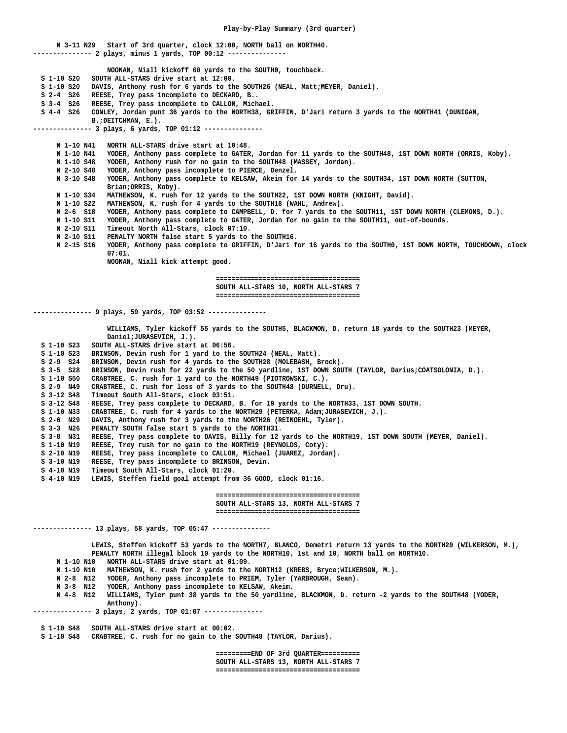# Play-by-Play Summary (3rd quarter)

```
      N 3-11 N29   Start of 3rd quarter, clock 12:00, NORTH ball on NORTH40.
--------------- 2 plays, minus 1 yards, TOP 00:12 ---------------

                   NOONAN, Niall kickoff 60 yards to the SOUTH0, touchback.
  S 1-10 S20   SOUTH ALL-STARS drive start at 12:00.
  S 1-10 S20   DAVIS, Anthony rush for 6 yards to the SOUTH26 (NEAL, Matt;MEYER, Daniel).
  S 2-4  S26   REESE, Trey pass incomplete to DECKARD, B..
  S 3-4  S26   REESE, Trey pass incomplete to CALLON, Michael.
  S 4-4  S26   CONLEY, Jordan punt 36 yards to the NORTH38, GRIFFIN, D'Jari return 3 yards to the NORTH41 (DUNIGAN,
               B.;DEITCHMAN, E.).
--------------- 3 plays, 6 yards, TOP 01:12 ---------------

      N 1-10 N41   NORTH ALL-STARS drive start at 10:48.
      N 1-10 N41   YODER, Anthony pass complete to GATER, Jordan for 11 yards to the SOUTH48, 1ST DOWN NORTH (ORRIS, Koby).
      N 1-10 S48   YODER, Anthony rush for no gain to the SOUTH48 (MASSEY, Jordan).
      N 2-10 S48   YODER, Anthony pass incomplete to PIERCE, Denzel.
      N 3-10 S48   YODER, Anthony pass complete to KELSAW, Akeim for 14 yards to the SOUTH34, 1ST DOWN NORTH (SUTTON,
                   Brian;ORRIS, Koby).
      N 1-10 S34   MATHEWSON, K. rush for 12 yards to the SOUTH22, 1ST DOWN NORTH (KNIGHT, David).
      N 1-10 S22   MATHEWSON, K. rush for 4 yards to the SOUTH18 (WAHL, Andrew).
      N 2-6  S18   YODER, Anthony pass complete to CAMPBELL, D. for 7 yards to the SOUTH11, 1ST DOWN NORTH (CLEMONS, D.).
      N 1-10 S11   YODER, Anthony pass complete to GATER, Jordan for no gain to the SOUTH11, out-of-bounds.
      N 2-10 S11   Timeout North All-Stars, clock 07:10.
      N 2-10 S11   PENALTY NORTH false start 5 yards to the SOUTH16.
      N 2-15 S16   YODER, Anthony pass complete to GRIFFIN, D'Jari for 16 yards to the SOUTH0, 1ST DOWN NORTH, TOUCHDOWN, clock
                   07:01.
                   NOONAN, Niall kick attempt good.

                                                       =====================================
                                                       SOUTH ALL-STARS 10, NORTH ALL-STARS 7
                                                       =====================================

--------------- 9 plays, 59 yards, TOP 03:52 ---------------

                   WILLIAMS, Tyler kickoff 55 yards to the SOUTH5, BLACKMON, D. return 18 yards to the SOUTH23 (MEYER,
                   Daniel;JURASEVICH, J.).
  S 1-10 S23   SOUTH ALL-STARS drive start at 06:56.
  S 1-10 S23   BRINSON, Devin rush for 1 yard to the SOUTH24 (NEAL, Matt).
  S 2-9  S24   BRINSON, Devin rush for 4 yards to the SOUTH28 (MOLEBASH, Brock).
  S 3-5  S28   BRINSON, Devin rush for 22 yards to the 50 yardline, 1ST DOWN SOUTH (TAYLOR, Darius;COATSOLONIA, D.).
  S 1-10 S50   CRABTREE, C. rush for 1 yard to the NORTH49 (PIOTROWSKI, C.).
  S 2-9  N49   CRABTREE, C. rush for loss of 3 yards to the SOUTH48 (DURNELL, Dru).
  S 3-12 S48   Timeout South All-Stars, clock 03:51.
  S 3-12 S48   REESE, Trey pass complete to DECKARD, B. for 19 yards to the NORTH33, 1ST DOWN SOUTH.
  S 1-10 N33   CRABTREE, C. rush for 4 yards to the NORTH29 (PETERKA, Adam;JURASEVICH, J.).
  S 2-6  N29   DAVIS, Anthony rush for 3 yards to the NORTH26 (REINOEHL, Tyler).
  S 3-3  N26   PENALTY SOUTH false start 5 yards to the NORTH31.
  S 3-8  N31   REESE, Trey pass complete to DAVIS, Billy for 12 yards to the NORTH19, 1ST DOWN SOUTH (MEYER, Daniel).
  S 1-10 N19   REESE, Trey rush for no gain to the NORTH19 (REYNOLDS, Coty).
  S 2-10 N19   REESE, Trey pass incomplete to CALLON, Michael (JUAREZ, Jordan).
  S 3-10 N19   REESE, Trey pass incomplete to BRINSON, Devin.
  S 4-10 N19   Timeout South All-Stars, clock 01:20.
  S 4-10 N19   LEWIS, Steffen field goal attempt from 36 GOOD, clock 01:16.

                                                       =====================================
                                                       SOUTH ALL-STARS 13, NORTH ALL-STARS 7
                                                       =====================================

--------------- 13 plays, 58 yards, TOP 05:47 ---------------

               LEWIS, Steffen kickoff 53 yards to the NORTH7, BLANCO, Demetri return 13 yards to the NORTH20 (WILKERSON, M.),
               PENALTY NORTH illegal block 10 yards to the NORTH10, 1st and 10, NORTH ball on NORTH10.
      N 1-10 N10   NORTH ALL-STARS drive start at 01:09.
      N 1-10 N10   MATHEWSON, K. rush for 2 yards to the NORTH12 (KREBS, Bryce;WILKERSON, M.).
      N 2-8  N12   YODER, Anthony pass incomplete to PRIEM, Tyler (YARBROUGH, Sean).
      N 3-8  N12   YODER, Anthony pass incomplete to KELSAW, Akeim.
      N 4-8  N12   WILLIAMS, Tyler punt 38 yards to the 50 yardline, BLACKMON, D. return -2 yards to the SOUTH48 (YODER,
                   Anthony).
--------------- 3 plays, 2 yards, TOP 01:07 ---------------

  S 1-10 S48   SOUTH ALL-STARS drive start at 00:02.
  S 1-10 S48   CRABTREE, C. rush for no gain to the SOUTH48 (TAYLOR, Darius).

                                                       =========END OF 3rd QUARTER==========
                                                       SOUTH ALL-STARS 13, NORTH ALL-STARS 7
                                                       =====================================
```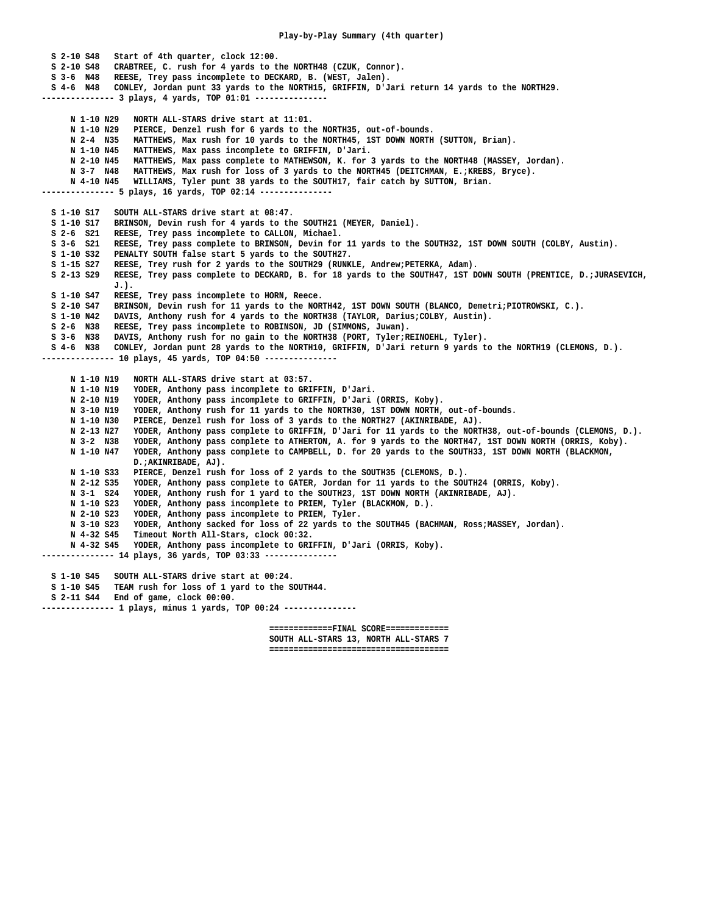# Play-by-Play Summary (4th quarter)

```
  S 2-10 S48   Start of 4th quarter, clock 12:00.
  S 2-10 S48   CRABTREE, C. rush for 4 yards to the NORTH48 (CZUK, Connor).
  S 3-6  N48   REESE, Trey pass incomplete to DECKARD, B. (WEST, Jalen).
  S 4-6  N48   CONLEY, Jordan punt 33 yards to the NORTH15, GRIFFIN, D'Jari return 14 yards to the NORTH29.
--------------- 3 plays, 4 yards, TOP 01:01 ---------------

      N 1-10 N29   NORTH ALL-STARS drive start at 11:01.
      N 1-10 N29   PIERCE, Denzel rush for 6 yards to the NORTH35, out-of-bounds.
      N 2-4  N35   MATTHEWS, Max rush for 10 yards to the NORTH45, 1ST DOWN NORTH (SUTTON, Brian).
      N 1-10 N45   MATTHEWS, Max pass incomplete to GRIFFIN, D'Jari.
      N 2-10 N45   MATTHEWS, Max pass complete to MATHEWSON, K. for 3 yards to the NORTH48 (MASSEY, Jordan).
      N 3-7  N48   MATTHEWS, Max rush for loss of 3 yards to the NORTH45 (DEITCHMAN, E.;KREBS, Bryce).
      N 4-10 N45   WILLIAMS, Tyler punt 38 yards to the SOUTH17, fair catch by SUTTON, Brian.
--------------- 5 plays, 16 yards, TOP 02:14 ---------------

  S 1-10 S17   SOUTH ALL-STARS drive start at 08:47.
  S 1-10 S17   BRINSON, Devin rush for 4 yards to the SOUTH21 (MEYER, Daniel).
  S 2-6  S21   REESE, Trey pass incomplete to CALLON, Michael.
  S 3-6  S21   REESE, Trey pass complete to BRINSON, Devin for 11 yards to the SOUTH32, 1ST DOWN SOUTH (COLBY, Austin).
  S 1-10 S32   PENALTY SOUTH false start 5 yards to the SOUTH27.
  S 1-15 S27   REESE, Trey rush for 2 yards to the SOUTH29 (RUNKLE, Andrew;PETERKA, Adam).
  S 2-13 S29   REESE, Trey pass complete to DECKARD, B. for 18 yards to the SOUTH47, 1ST DOWN SOUTH (PRENTICE, D.;JURASEVICH,
               J.).
  S 1-10 S47   REESE, Trey pass incomplete to HORN, Reece.
  S 2-10 S47   BRINSON, Devin rush for 11 yards to the NORTH42, 1ST DOWN SOUTH (BLANCO, Demetri;PIOTROWSKI, C.).
  S 1-10 N42   DAVIS, Anthony rush for 4 yards to the NORTH38 (TAYLOR, Darius;COLBY, Austin).
  S 2-6  N38   REESE, Trey pass incomplete to ROBINSON, JD (SIMMONS, Juwan).
  S 3-6  N38   DAVIS, Anthony rush for no gain to the NORTH38 (PORT, Tyler;REINOEHL, Tyler).
  S 4-6  N38   CONLEY, Jordan punt 28 yards to the NORTH10, GRIFFIN, D'Jari return 9 yards to the NORTH19 (CLEMONS, D.).
--------------- 10 plays, 45 yards, TOP 04:50 ---------------

      N 1-10 N19   NORTH ALL-STARS drive start at 03:57.
      N 1-10 N19   YODER, Anthony pass incomplete to GRIFFIN, D'Jari.
      N 2-10 N19   YODER, Anthony pass incomplete to GRIFFIN, D'Jari (ORRIS, Koby).
      N 3-10 N19   YODER, Anthony rush for 11 yards to the NORTH30, 1ST DOWN NORTH, out-of-bounds.
      N 1-10 N30   PIERCE, Denzel rush for loss of 3 yards to the NORTH27 (AKINRIBADE, AJ).
      N 2-13 N27   YODER, Anthony pass complete to GRIFFIN, D'Jari for 11 yards to the NORTH38, out-of-bounds (CLEMONS, D.).
      N 3-2  N38   YODER, Anthony pass complete to ATHERTON, A. for 9 yards to the NORTH47, 1ST DOWN NORTH (ORRIS, Koby).
      N 1-10 N47   YODER, Anthony pass complete to CAMPBELL, D. for 20 yards to the SOUTH33, 1ST DOWN NORTH (BLACKMON,
                   D.;AKINRIBADE, AJ).
      N 1-10 S33   PIERCE, Denzel rush for loss of 2 yards to the SOUTH35 (CLEMONS, D.).
      N 2-12 S35   YODER, Anthony pass complete to GATER, Jordan for 11 yards to the SOUTH24 (ORRIS, Koby).
      N 3-1  S24   YODER, Anthony rush for 1 yard to the SOUTH23, 1ST DOWN NORTH (AKINRIBADE, AJ).
      N 1-10 S23   YODER, Anthony pass incomplete to PRIEM, Tyler (BLACKMON, D.).
      N 2-10 S23   YODER, Anthony pass incomplete to PRIEM, Tyler.
      N 3-10 S23   YODER, Anthony sacked for loss of 22 yards to the SOUTH45 (BACHMAN, Ross;MASSEY, Jordan).
      N 4-32 S45   Timeout North All-Stars, clock 00:32.
      N 4-32 S45   YODER, Anthony pass incomplete to GRIFFIN, D'Jari (ORRIS, Koby).
--------------- 14 plays, 36 yards, TOP 03:33 ---------------

  S 1-10 S45   SOUTH ALL-STARS drive start at 00:24.
  S 1-10 S45   TEAM rush for loss of 1 yard to the SOUTH44.
  S 2-11 S44   End of game, clock 00:00.
--------------- 1 plays, minus 1 yards, TOP 00:24 ---------------
```

**=============FINAL SCORE=============**

**SOUTH ALL-STARS 13, NORTH ALL-STARS 7**

**=====================================**